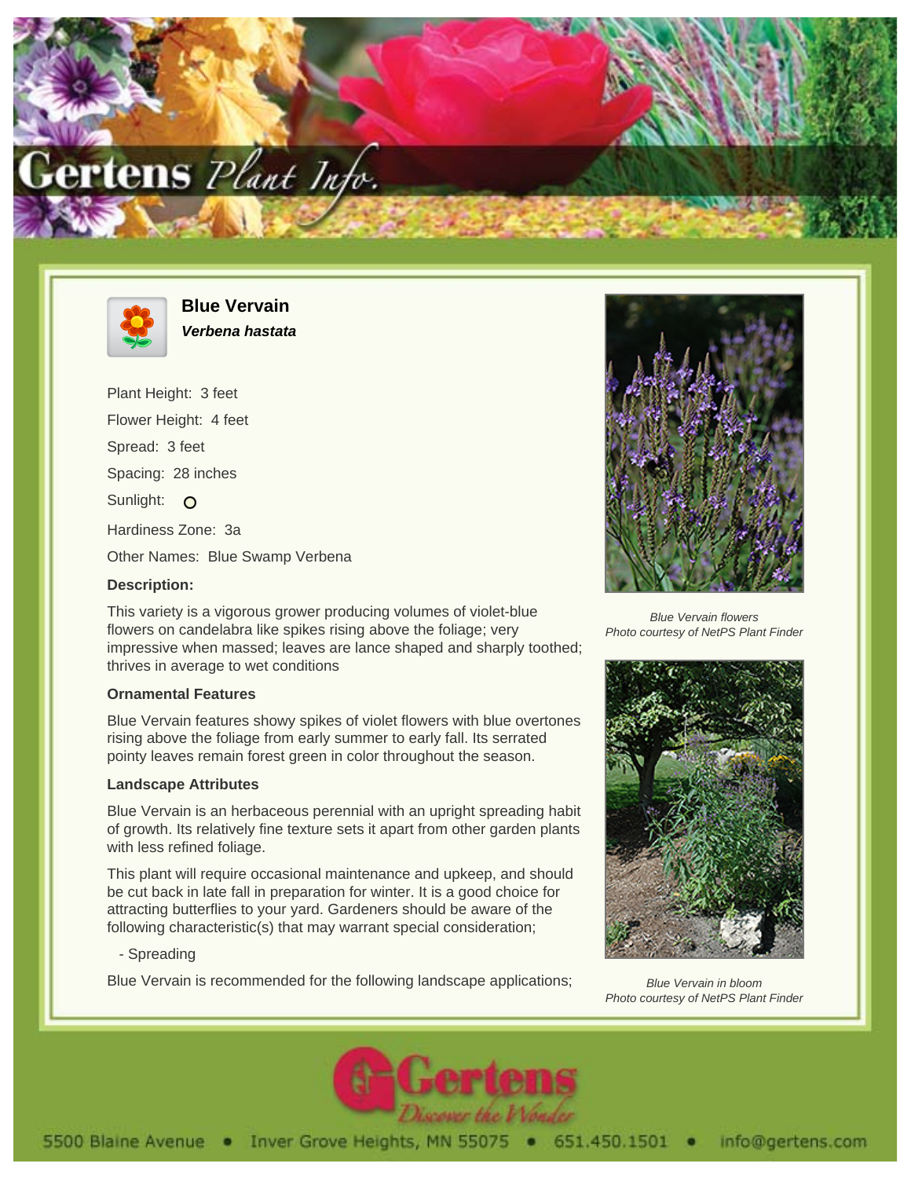# Blue Vervain

***Verbena hastata***

Plant Height: 3 feet

Flower Height: 4 feet

Spread: 3 feet

Spacing: 28 inches

Sunlight: O

Hardiness Zone: 3a

Other Names: Blue Swamp Verbena

### Description:

This variety is a vigorous grower producing volumes of violet-blue flowers on candelabra like spikes rising above the foliage; very impressive when massed; leaves are lance shaped and sharply toothed; thrives in average to wet conditions

### Ornamental Features

Blue Vervain features showy spikes of violet flowers with blue overtones rising above the foliage from early summer to early fall. Its serrated pointy leaves remain forest green in color throughout the season.

### Landscape Attributes

Blue Vervain is an herbaceous perennial with an upright spreading habit of growth. Its relatively fine texture sets it apart from other garden plants with less refined foliage.

This plant will require occasional maintenance and upkeep, and should be cut back in late fall in preparation for winter. It is a good choice for attracting butterflies to your yard. Gardeners should be aware of the following characteristic(s) that may warrant special consideration;

- Spreading

Blue Vervain is recommended for the following landscape applications;

*Blue Vervain flowers*
*Photo courtesy of NetPS Plant Finder*

*Blue Vervain in bloom*
*Photo courtesy of NetPS Plant Finder*

5500 Blaine Avenue • Inver Grove Heights, MN 55075 • 651.450.1501 • info@gertens.com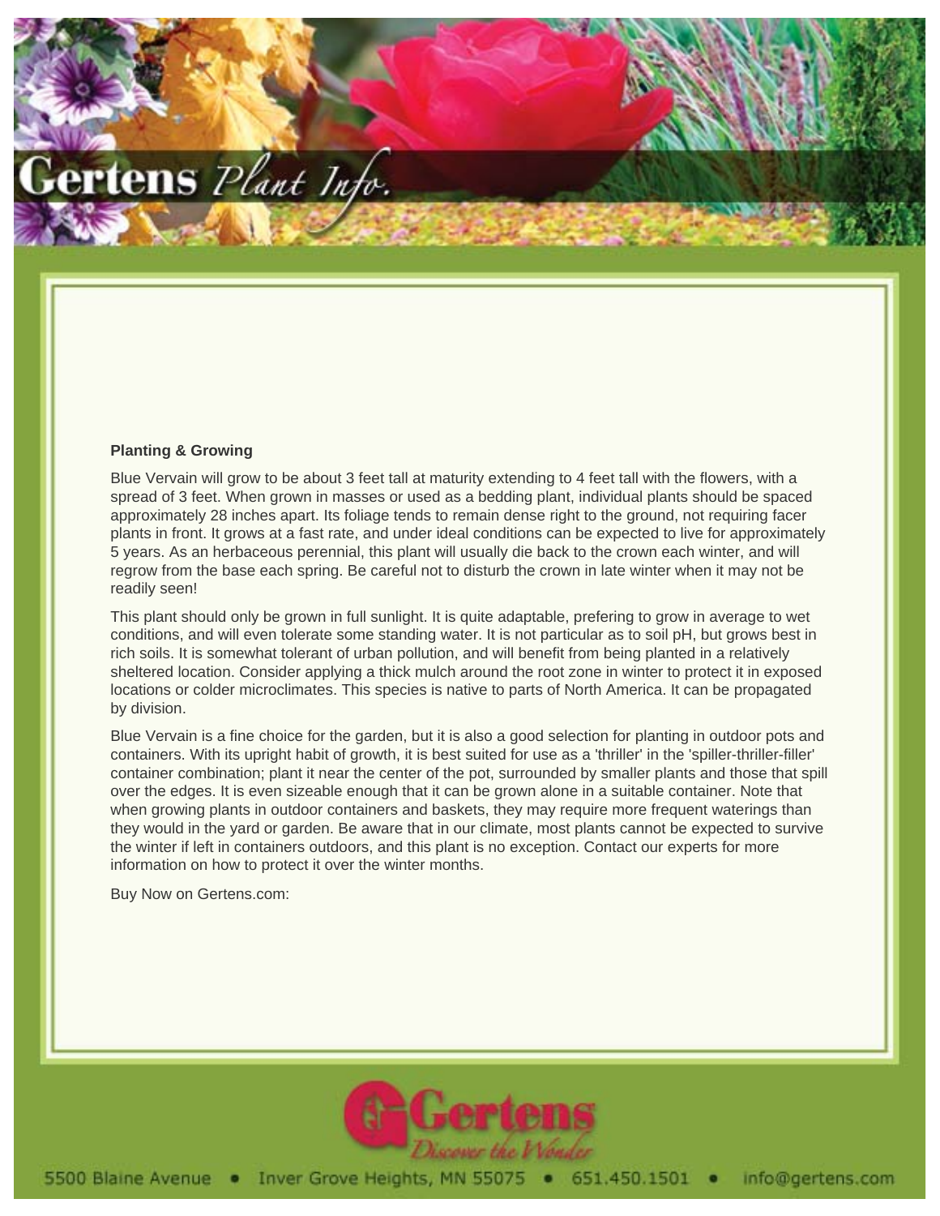### Planting & Growing

Blue Vervain will grow to be about 3 feet tall at maturity extending to 4 feet tall with the flowers, with a spread of 3 feet. When grown in masses or used as a bedding plant, individual plants should be spaced approximately 28 inches apart. Its foliage tends to remain dense right to the ground, not requiring facer plants in front. It grows at a fast rate, and under ideal conditions can be expected to live for approximately 5 years. As an herbaceous perennial, this plant will usually die back to the crown each winter, and will regrow from the base each spring. Be careful not to disturb the crown in late winter when it may not be readily seen!

This plant should only be grown in full sunlight. It is quite adaptable, prefering to grow in average to wet conditions, and will even tolerate some standing water. It is not particular as to soil pH, but grows best in rich soils. It is somewhat tolerant of urban pollution, and will benefit from being planted in a relatively sheltered location. Consider applying a thick mulch around the root zone in winter to protect it in exposed locations or colder microclimates. This species is native to parts of North America. It can be propagated by division.

Blue Vervain is a fine choice for the garden, but it is also a good selection for planting in outdoor pots and containers. With its upright habit of growth, it is best suited for use as a 'thriller' in the 'spiller-thriller-filler' container combination; plant it near the center of the pot, surrounded by smaller plants and those that spill over the edges. It is even sizeable enough that it can be grown alone in a suitable container. Note that when growing plants in outdoor containers and baskets, they may require more frequent waterings than they would in the yard or garden. Be aware that in our climate, most plants cannot be expected to survive the winter if left in containers outdoors, and this plant is no exception. Contact our experts for more information on how to protect it over the winter months.

Buy Now on Gertens.com: